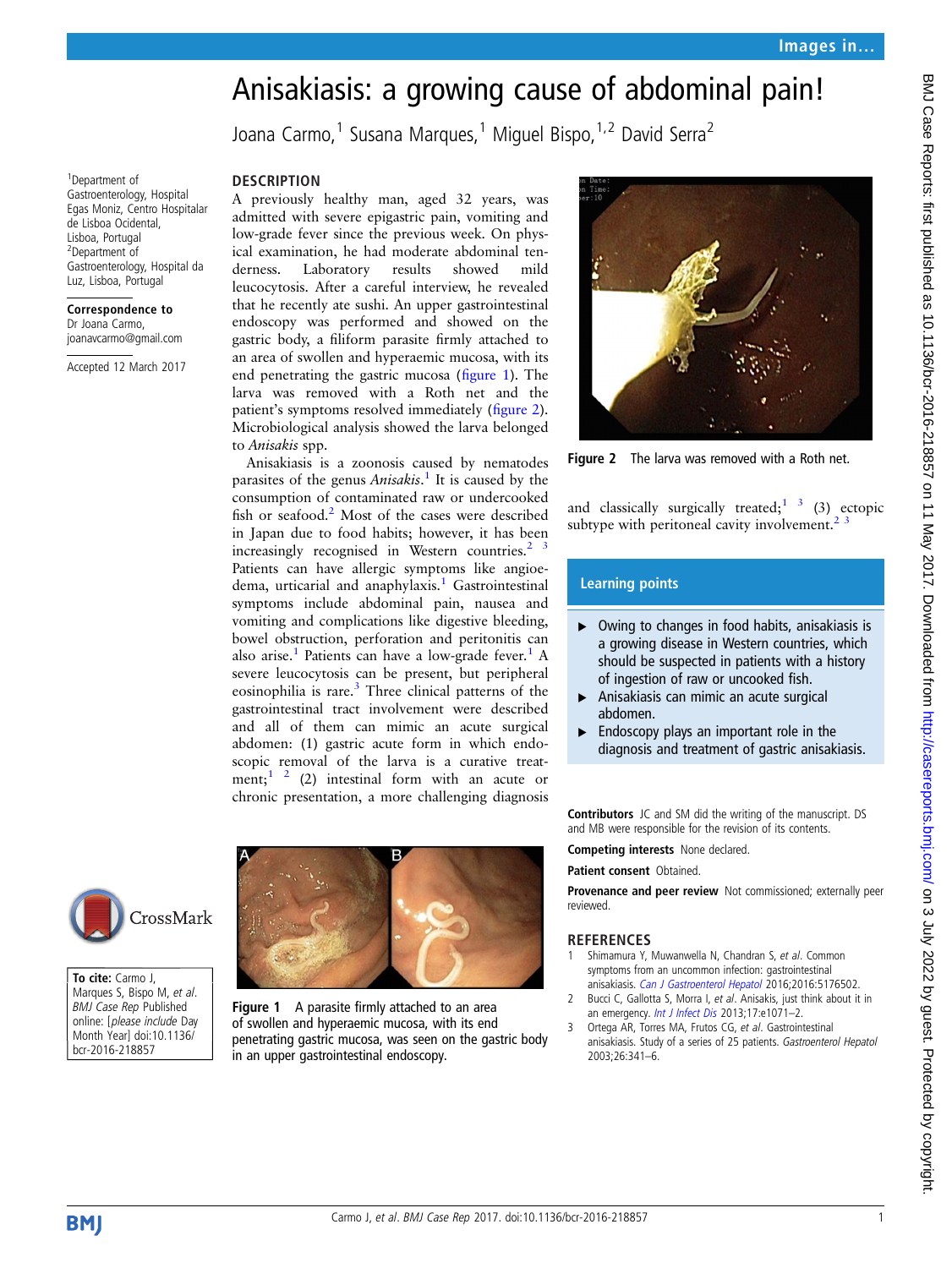Images in...

# Anisakiasis: a growing cause of abdominal pain!

Joana Carmo,[1] Susana Marques,[1] Miguel Bispo,[1,2] David Serra[2]

[1]Department of Gastroenterology, Hospital Egas Moniz, Centro Hospitalar de Lisboa Ocidental, Lisboa, Portugal
[2]Department of Gastroenterology, Hospital da Luz, Lisboa, Portugal

**Correspondence to**
Dr Joana Carmo, joanavcarmo@gmail.com

Accepted 12 March 2017

## DESCRIPTION

A previously healthy man, aged 32 years, was admitted with severe epigastric pain, vomiting and low-grade fever since the previous week. On physical examination, he had moderate abdominal tenderness. Laboratory results showed mild leucocytosis. After a careful interview, he revealed that he recently ate sushi. An upper gastrointestinal endoscopy was performed and showed on the gastric body, a filiform parasite firmly attached to an area of swollen and hyperaemic mucosa, with its end penetrating the gastric mucosa (figure 1). The larva was removed with a Roth net and the patient's symptoms resolved immediately (figure 2). Microbiological analysis showed the larva belonged to *Anisakis* spp.

Anisakiasis is a zoonosis caused by nematodes parasites of the genus *Anisakis*.[1] It is caused by the consumption of contaminated raw or undercooked fish or seafood.[2] Most of the cases were described in Japan due to food habits; however, it has been increasingly recognised in Western countries.[2,3] Patients can have allergic symptoms like angioedema, urticarial and anaphylaxis.[1] Gastrointestinal symptoms include abdominal pain, nausea and vomiting and complications like digestive bleeding, bowel obstruction, perforation and peritonitis can also arise.[1] Patients can have a low-grade fever.[1] A severe leucocytosis can be present, but peripheral eosinophilia is rare.[3] Three clinical patterns of the gastrointestinal tract involvement were described and all of them can mimic an acute surgical abdomen: (1) gastric acute form in which endoscopic removal of the larva is a curative treatment;[1,2] (2) intestinal form with an acute or chronic presentation, a more challenging diagnosis and classically surgically treated;[1,3] (3) ectopic subtype with peritoneal cavity involvement.[2,3]

Figure 1 A parasite firmly attached to an area of swollen and hyperaemic mucosa, with its end penetrating gastric mucosa, was seen on the gastric body in an upper gastrointestinal endoscopy.

Figure 2 The larva was removed with a Roth net.

### Learning points

- Owing to changes in food habits, anisakiasis is a growing disease in Western countries, which should be suspected in patients with a history of ingestion of raw or uncooked fish.
- Anisakiasis can mimic an acute surgical abdomen.
- Endoscopy plays an important role in the diagnosis and treatment of gastric anisakiasis.

**Contributors** JC and SM did the writing of the manuscript. DS and MB were responsible for the revision of its contents.

**Competing interests** None declared.

**Patient consent** Obtained.

**Provenance and peer review** Not commissioned; externally peer reviewed.

**To cite:** Carmo J, Marques S, Bispo M, *et al*. *BMJ Case Rep* Published online: [*please include* Day Month Year] doi:10.1136/bcr-2016-218857

## REFERENCES

1. Shimamura Y, Muwanwella N, Chandran S, *et al*. Common symptoms from an uncommon infection: gastrointestinal anisakiasis. *Can J Gastroenterol Hepatol* 2016;2016:5176502.
2. Bucci C, Gallotta S, Morra I, *et al*. Anisakis, just think about it in an emergency. *Int J Infect Dis* 2013;17:e1071–2.
3. Ortega AR, Torres MA, Frutos CG, *et al*. Gastrointestinal anisakiasis. Study of a series of 25 patients. *Gastroenterol Hepatol* 2003;26:341–6.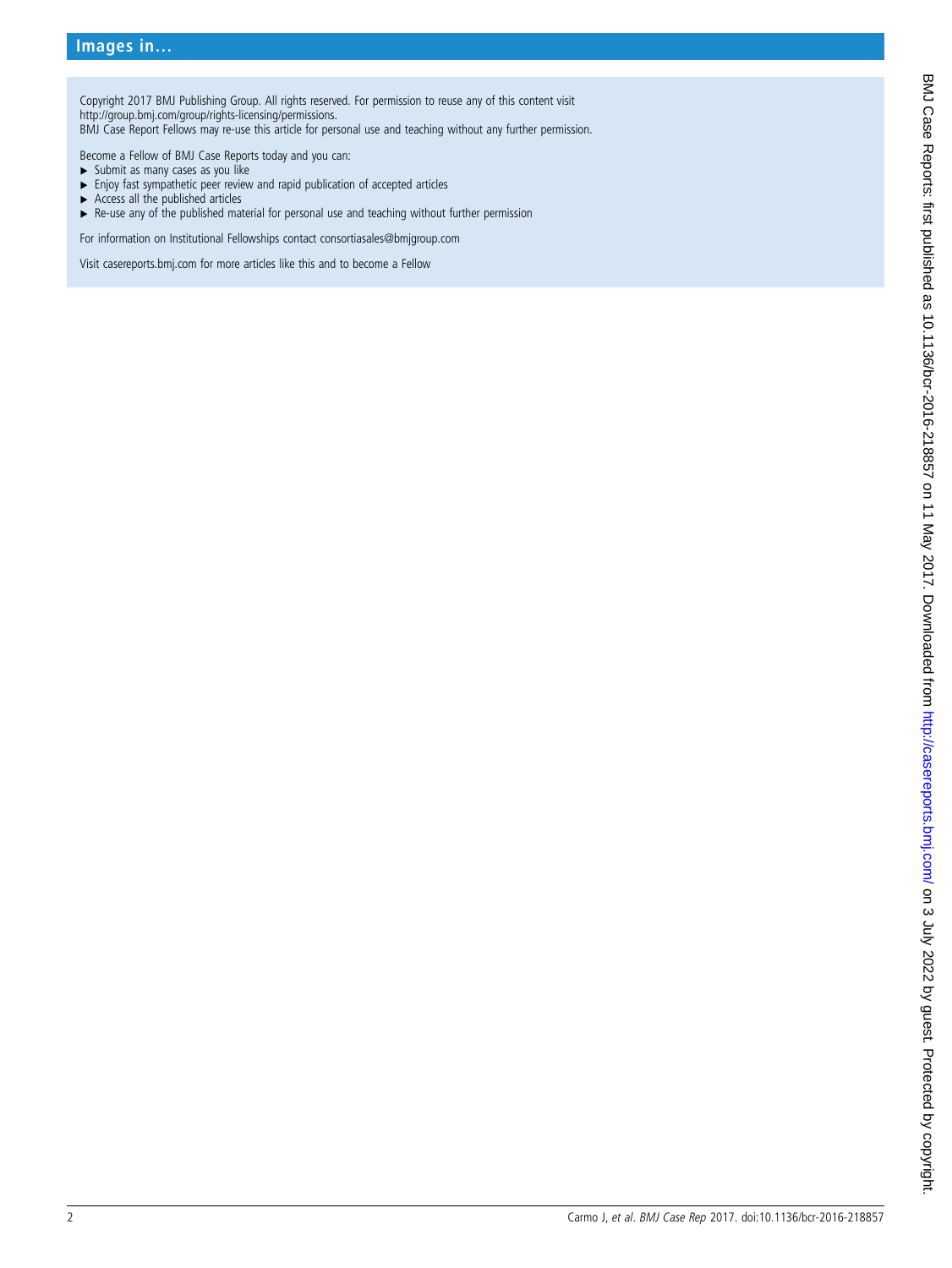Copyright 2017 BMJ Publishing Group. All rights reserved. For permission to reuse any of this content visit
http://group.bmj.com/group/rights-licensing/permissions.
BMJ Case Report Fellows may re-use this article for personal use and teaching without any further permission.

Become a Fellow of BMJ Case Reports today and you can:

- Submit as many cases as you like
- Enjoy fast sympathetic peer review and rapid publication of accepted articles
- Access all the published articles
- Re-use any of the published material for personal use and teaching without further permission

For information on Institutional Fellowships contact consortiasales@bmjgroup.com

Visit casereports.bmj.com for more articles like this and to become a Fellow